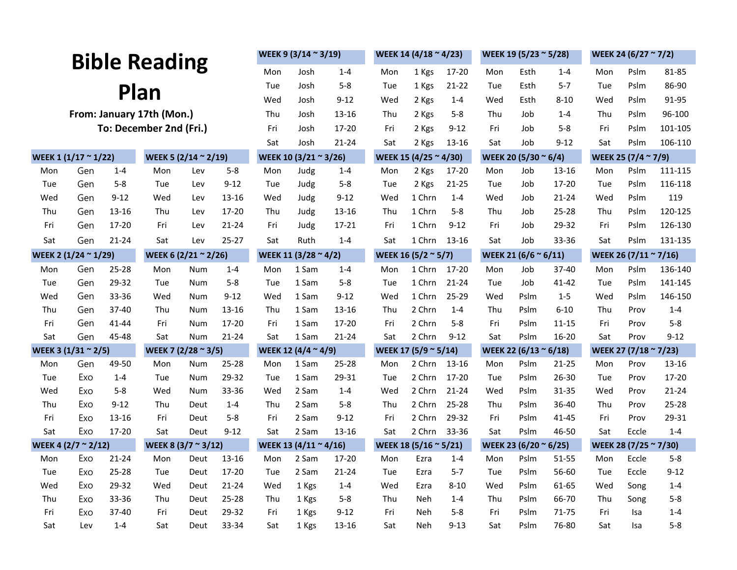# Bible Reading Plan

**From: January 17th (Mon.)**

**To: December 2nd (Fri.)**

| WEEK 1 (1/17 ~ 1/22) | | |
|---|---|---|
| Mon | Gen | 1-4 |
| Tue | Gen | 5-8 |
| Wed | Gen | 9-12 |
| Thu | Gen | 13-16 |
| Fri | Gen | 17-20 |
| Sat | Gen | 21-24 |

| WEEK 2 (1/24 ~ 1/29) | | |
|---|---|---|
| Mon | Gen | 25-28 |
| Tue | Gen | 29-32 |
| Wed | Gen | 33-36 |
| Thu | Gen | 37-40 |
| Fri | Gen | 41-44 |
| Sat | Gen | 45-48 |

| WEEK 3 (1/31 ~ 2/5) | | |
|---|---|---|
| Mon | Gen | 49-50 |
| Tue | Exo | 1-4 |
| Wed | Exo | 5-8 |
| Thu | Exo | 9-12 |
| Fri | Exo | 13-16 |
| Sat | Exo | 17-20 |

| WEEK 4 (2/7 ~ 2/12) | | |
|---|---|---|
| Mon | Exo | 21-24 |
| Tue | Exo | 25-28 |
| Wed | Exo | 29-32 |
| Thu | Exo | 33-36 |
| Fri | Exo | 37-40 |
| Sat | Lev | 1-4 |

| WEEK 5 (2/14 ~ 2/19) | | |
|---|---|---|
| Mon | Lev | 5-8 |
| Tue | Lev | 9-12 |
| Wed | Lev | 13-16 |
| Thu | Lev | 17-20 |
| Fri | Lev | 21-24 |
| Sat | Lev | 25-27 |

| WEEK 6 (2/21 ~ 2/26) | | |
|---|---|---|
| Mon | Num | 1-4 |
| Tue | Num | 5-8 |
| Wed | Num | 9-12 |
| Thu | Num | 13-16 |
| Fri | Num | 17-20 |
| Sat | Num | 21-24 |

| WEEK 7 (2/28 ~ 3/5) | | |
|---|---|---|
| Mon | Num | 25-28 |
| Tue | Num | 29-32 |
| Wed | Num | 33-36 |
| Thu | Deut | 1-4 |
| Fri | Deut | 5-8 |
| Sat | Deut | 9-12 |

| WEEK 8 (3/7 ~ 3/12) | | |
|---|---|---|
| Mon | Deut | 13-16 |
| Tue | Deut | 17-20 |
| Wed | Deut | 21-24 |
| Thu | Deut | 25-28 |
| Fri | Deut | 29-32 |
| Sat | Deut | 33-34 |

| WEEK 9 (3/14 ~ 3/19) | | |
|---|---|---|
| Mon | Josh | 1-4 |
| Tue | Josh | 5-8 |
| Wed | Josh | 9-12 |
| Thu | Josh | 13-16 |
| Fri | Josh | 17-20 |
| Sat | Josh | 21-24 |

| WEEK 10 (3/21 ~ 3/26) | | |
|---|---|---|
| Mon | Judg | 1-4 |
| Tue | Judg | 5-8 |
| Wed | Judg | 9-12 |
| Thu | Judg | 13-16 |
| Fri | Judg | 17-21 |
| Sat | Ruth | 1-4 |

| WEEK 11 (3/28 ~ 4/2) | | |
|---|---|---|
| Mon | 1 Sam | 1-4 |
| Tue | 1 Sam | 5-8 |
| Wed | 1 Sam | 9-12 |
| Thu | 1 Sam | 13-16 |
| Fri | 1 Sam | 17-20 |
| Sat | 1 Sam | 21-24 |

| WEEK 12 (4/4 ~ 4/9) | | |
|---|---|---|
| Mon | 1 Sam | 25-28 |
| Tue | 1 Sam | 29-31 |
| Wed | 2 Sam | 1-4 |
| Thu | 2 Sam | 5-8 |
| Fri | 2 Sam | 9-12 |
| Sat | 2 Sam | 13-16 |

| WEEK 13 (4/11 ~ 4/16) | | |
|---|---|---|
| Mon | 2 Sam | 17-20 |
| Tue | 2 Sam | 21-24 |
| Wed | 1 Kgs | 1-4 |
| Thu | 1 Kgs | 5-8 |
| Fri | 1 Kgs | 9-12 |
| Sat | 1 Kgs | 13-16 |

| WEEK 14 (4/18 ~ 4/23) | | |
|---|---|---|
| Mon | 1 Kgs | 17-20 |
| Tue | 1 Kgs | 21-22 |
| Wed | 2 Kgs | 1-4 |
| Thu | 2 Kgs | 5-8 |
| Fri | 2 Kgs | 9-12 |
| Sat | 2 Kgs | 13-16 |

| WEEK 15 (4/25 ~ 4/30) | | |
|---|---|---|
| Mon | 2 Kgs | 17-20 |
| Tue | 2 Kgs | 21-25 |
| Wed | 1 Chrn | 1-4 |
| Thu | 1 Chrn | 5-8 |
| Fri | 1 Chrn | 9-12 |
| Sat | 1 Chrn | 13-16 |

| WEEK 16 (5/2 ~ 5/7) | | |
|---|---|---|
| Mon | 1 Chrn | 17-20 |
| Tue | 1 Chrn | 21-24 |
| Wed | 1 Chrn | 25-29 |
| Thu | 2 Chrn | 1-4 |
| Fri | 2 Chrn | 5-8 |
| Sat | 2 Chrn | 9-12 |

| WEEK 17 (5/9 ~ 5/14) | | |
|---|---|---|
| Mon | 2 Chrn | 13-16 |
| Tue | 2 Chrn | 17-20 |
| Wed | 2 Chrn | 21-24 |
| Thu | 2 Chrn | 25-28 |
| Fri | 2 Chrn | 29-32 |
| Sat | 2 Chrn | 33-36 |

| WEEK 18 (5/16 ~ 5/21) | | |
|---|---|---|
| Mon | Ezra | 1-4 |
| Tue | Ezra | 5-7 |
| Wed | Ezra | 8-10 |
| Thu | Neh | 1-4 |
| Fri | Neh | 5-8 |
| Sat | Neh | 9-13 |

| WEEK 19 (5/23 ~ 5/28) | | |
|---|---|---|
| Mon | Esth | 1-4 |
| Tue | Esth | 5-7 |
| Wed | Esth | 8-10 |
| Thu | Job | 1-4 |
| Fri | Job | 5-8 |
| Sat | Job | 9-12 |

| WEEK 20 (5/30 ~ 6/4) | | |
|---|---|---|
| Mon | Job | 13-16 |
| Tue | Job | 17-20 |
| Wed | Job | 21-24 |
| Thu | Job | 25-28 |
| Fri | Job | 29-32 |
| Sat | Job | 33-36 |

| WEEK 21 (6/6 ~ 6/11) | | |
|---|---|---|
| Mon | Job | 37-40 |
| Tue | Job | 41-42 |
| Wed | Pslm | 1-5 |
| Thu | Pslm | 6-10 |
| Fri | Pslm | 11-15 |
| Sat | Pslm | 16-20 |

| WEEK 22 (6/13 ~ 6/18) | | |
|---|---|---|
| Mon | Pslm | 21-25 |
| Tue | Pslm | 26-30 |
| Wed | Pslm | 31-35 |
| Thu | Pslm | 36-40 |
| Fri | Pslm | 41-45 |
| Sat | Pslm | 46-50 |

| WEEK 23 (6/20 ~ 6/25) | | |
|---|---|---|
| Mon | Pslm | 51-55 |
| Tue | Pslm | 56-60 |
| Wed | Pslm | 61-65 |
| Thu | Pslm | 66-70 |
| Fri | Pslm | 71-75 |
| Sat | Pslm | 76-80 |

| WEEK 24 (6/27 ~ 7/2) | | |
|---|---|---|
| Mon | Pslm | 81-85 |
| Tue | Pslm | 86-90 |
| Wed | Pslm | 91-95 |
| Thu | Pslm | 96-100 |
| Fri | Pslm | 101-105 |
| Sat | Pslm | 106-110 |

| WEEK 25 (7/4 ~ 7/9) | | |
|---|---|---|
| Mon | Pslm | 111-115 |
| Tue | Pslm | 116-118 |
| Wed | Pslm | 119 |
| Thu | Pslm | 120-125 |
| Fri | Pslm | 126-130 |
| Sat | Pslm | 131-135 |

| WEEK 26 (7/11 ~ 7/16) | | |
|---|---|---|
| Mon | Pslm | 136-140 |
| Tue | Pslm | 141-145 |
| Wed | Pslm | 146-150 |
| Thu | Prov | 1-4 |
| Fri | Prov | 5-8 |
| Sat | Prov | 9-12 |

| WEEK 27 (7/18 ~ 7/23) | | |
|---|---|---|
| Mon | Prov | 13-16 |
| Tue | Prov | 17-20 |
| Wed | Prov | 21-24 |
| Thu | Prov | 25-28 |
| Fri | Prov | 29-31 |
| Sat | Eccle | 1-4 |

| WEEK 28 (7/25 ~ 7/30) | | |
|---|---|---|
| Mon | Eccle | 5-8 |
| Tue | Eccle | 9-12 |
| Wed | Song | 1-4 |
| Thu | Song | 5-8 |
| Fri | Isa | 1-4 |
| Sat | Isa | 5-8 |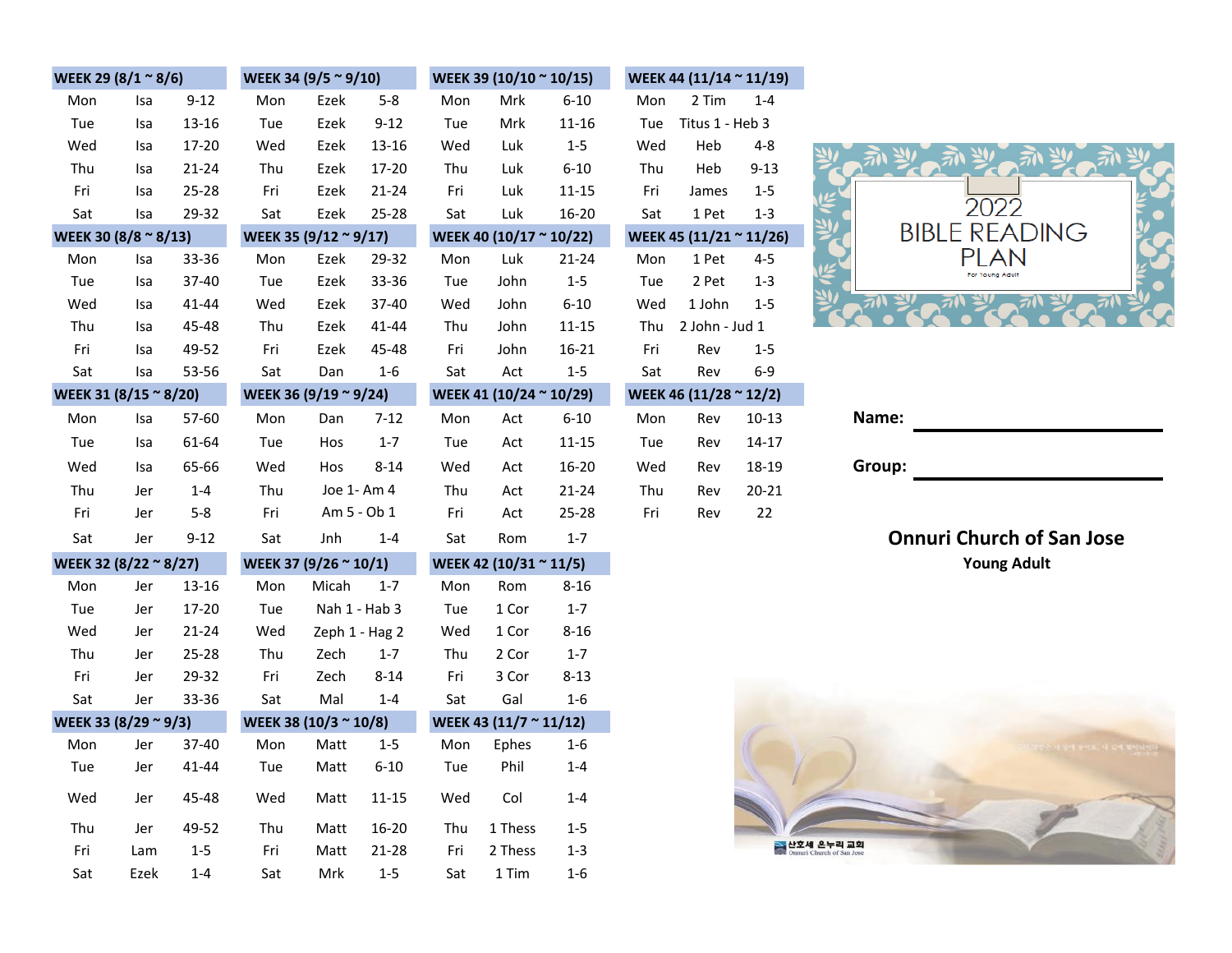| WEEK 29 (8/1 ~ 8/6) | | |
|---|---|---|
| Mon | Isa | 9-12 |
| Tue | Isa | 13-16 |
| Wed | Isa | 17-20 |
| Thu | Isa | 21-24 |
| Fri | Isa | 25-28 |
| Sat | Isa | 29-32 |
| **WEEK 30 (8/8 ~ 8/13)** | | |
| Mon | Isa | 33-36 |
| Tue | Isa | 37-40 |
| Wed | Isa | 41-44 |
| Thu | Isa | 45-48 |
| Fri | Isa | 49-52 |
| Sat | Isa | 53-56 |
| **WEEK 31 (8/15 ~ 8/20)** | | |
| Mon | Isa | 57-60 |
| Tue | Isa | 61-64 |
| Wed | Isa | 65-66 |
| Thu | Jer | 1-4 |
| Fri | Jer | 5-8 |
| Sat | Jer | 9-12 |
| **WEEK 32 (8/22 ~ 8/27)** | | |
| Mon | Jer | 13-16 |
| Tue | Jer | 17-20 |
| Wed | Jer | 21-24 |
| Thu | Jer | 25-28 |
| Fri | Jer | 29-32 |
| Sat | Jer | 33-36 |
| **WEEK 33 (8/29 ~ 9/3)** | | |
| Mon | Jer | 37-40 |
| Tue | Jer | 41-44 |
| Wed | Jer | 45-48 |
| Thu | Jer | 49-52 |
| Fri | Lam | 1-5 |
| Sat | Ezek | 1-4 |

| WEEK 34 (9/5 ~ 9/10) | | |
|---|---|---|
| Mon | Ezek | 5-8 |
| Tue | Ezek | 9-12 |
| Wed | Ezek | 13-16 |
| Thu | Ezek | 17-20 |
| Fri | Ezek | 21-24 |
| Sat | Ezek | 25-28 |
| **WEEK 35 (9/12 ~ 9/17)** | | |
| Mon | Ezek | 29-32 |
| Tue | Ezek | 33-36 |
| Wed | Ezek | 37-40 |
| Thu | Ezek | 41-44 |
| Fri | Ezek | 45-48 |
| Sat | Dan | 1-6 |
| **WEEK 36 (9/19 ~ 9/24)** | | |
| Mon | Dan | 7-12 |
| Tue | Hos | 1-7 |
| Wed | Hos | 8-14 |
| Thu | Joe 1- Am 4 | |
| Fri | Am 5 - Ob 1 | |
| Sat | Jnh | 1-4 |
| **WEEK 37 (9/26 ~ 10/1)** | | |
| Mon | Micah | 1-7 |
| Tue | Nah 1 - Hab 3 | |
| Wed | Zeph 1 - Hag 2 | |
| Thu | Zech | 1-7 |
| Fri | Zech | 8-14 |
| Sat | Mal | 1-4 |
| **WEEK 38 (10/3 ~ 10/8)** | | |
| Mon | Matt | 1-5 |
| Tue | Matt | 6-10 |
| Wed | Matt | 11-15 |
| Thu | Matt | 16-20 |
| Fri | Matt | 21-28 |
| Sat | Mrk | 1-5 |

| WEEK 39 (10/10 ~ 10/15) | | |
|---|---|---|
| Mon | Mrk | 6-10 |
| Tue | Mrk | 11-16 |
| Wed | Luk | 1-5 |
| Thu | Luk | 6-10 |
| Fri | Luk | 11-15 |
| Sat | Luk | 16-20 |
| **WEEK 40 (10/17 ~ 10/22)** | | |
| Mon | Luk | 21-24 |
| Tue | John | 1-5 |
| Wed | John | 6-10 |
| Thu | John | 11-15 |
| Fri | John | 16-21 |
| Sat | Act | 1-5 |
| **WEEK 41 (10/24 ~ 10/29)** | | |
| Mon | Act | 6-10 |
| Tue | Act | 11-15 |
| Wed | Act | 16-20 |
| Thu | Act | 21-24 |
| Fri | Act | 25-28 |
| Sat | Rom | 1-7 |
| **WEEK 42 (10/31 ~ 11/5)** | | |
| Mon | Rom | 8-16 |
| Tue | 1 Cor | 1-7 |
| Wed | 1 Cor | 8-16 |
| Thu | 2 Cor | 1-7 |
| Fri | 3 Cor | 8-13 |
| Sat | Gal | 1-6 |
| **WEEK 43 (11/7 ~ 11/12)** | | |
| Mon | Ephes | 1-6 |
| Tue | Phil | 1-4 |
| Wed | Col | 1-4 |
| Thu | 1 Thess | 1-5 |
| Fri | 2 Thess | 1-3 |
| Sat | 1 Tim | 1-6 |

| WEEK 44 (11/14 ~ 11/19) | | |
|---|---|---|
| Mon | 2 Tim | 1-4 |
| Tue | Titus 1 - Heb 3 | |
| Wed | Heb | 4-8 |
| Thu | Heb | 9-13 |
| Fri | James | 1-5 |
| Sat | 1 Pet | 1-3 |
| **WEEK 45 (11/21 ~ 11/26)** | | |
| Mon | 1 Pet | 4-5 |
| Tue | 2 Pet | 1-3 |
| Wed | 1 John | 1-5 |
| Thu | 2 John - Jud 1 | |
| Fri | Rev | 1-5 |
| Sat | Rev | 6-9 |
| **WEEK 46 (11/28 ~ 12/2)** | | |
| Mon | Rev | 10-13 |
| Tue | Rev | 14-17 |
| Wed | Rev | 18-19 |
| Thu | Rev | 20-21 |
| Fri | Rev | 22 |

# 2022 BIBLE READING PLAN

For Young Adult

**Name:** ____________________

**Group:** ____________________

**Onnuri Church of San Jose**

**Young Adult**

산호세 온누리 교회
Onnuri Church of San Jose